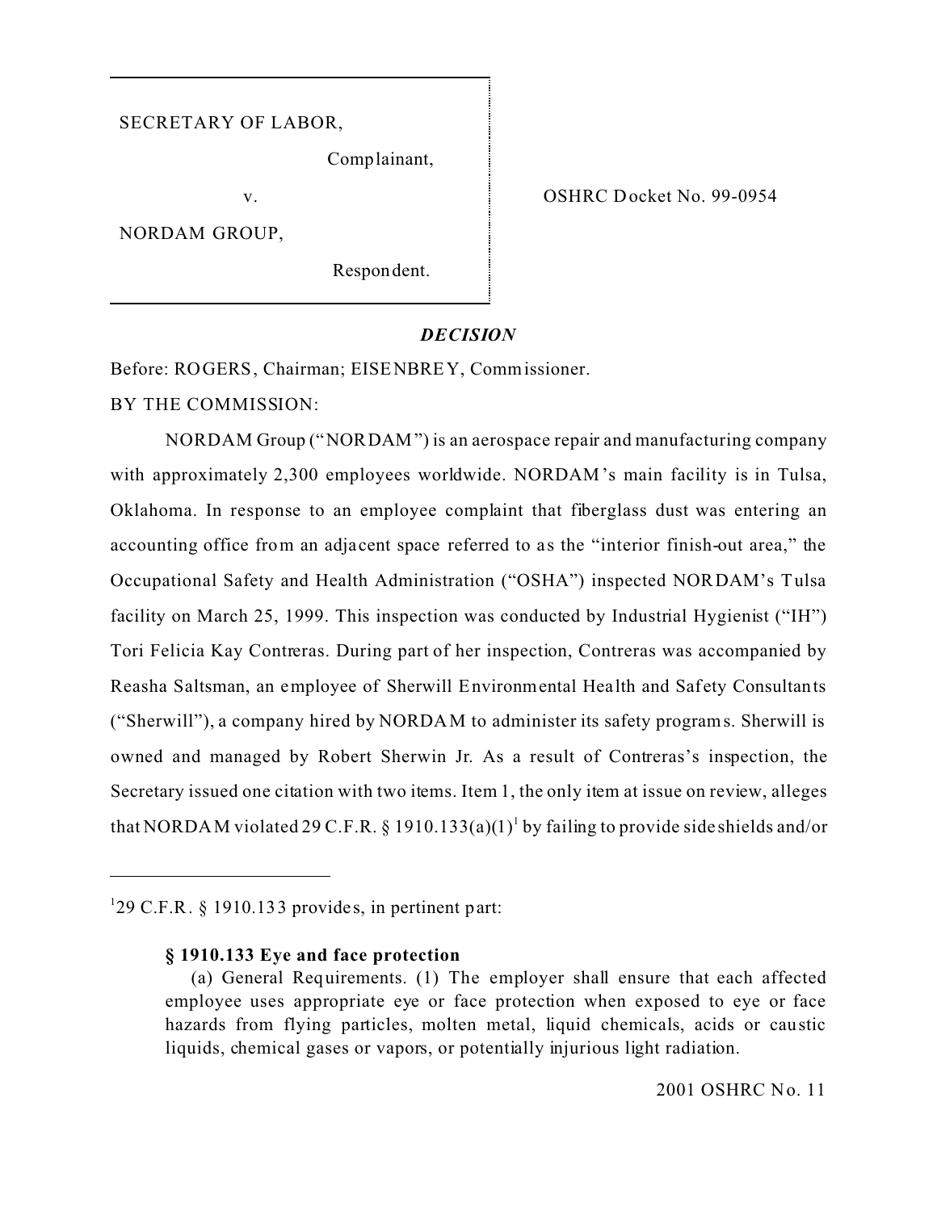SECRETARY OF LABOR,

Complainant,

v.

NORDAM GROUP,

Respondent.

OSHRC Docket No. 99-0954

## *DECISION*

Before: ROGERS, Chairman; EISENBREY, Commissioner.

BY THE COMMISSION:

NORDAM Group ("NORDAM") is an aerospace repair and manufacturing company with approximately 2,300 employees worldwide. NORDAM's main facility is in Tulsa, Oklahoma. In response to an employee complaint that fiberglass dust was entering an accounting office from an adjacent space referred to as the "interior finish-out area," the Occupational Safety and Health Administration ("OSHA") inspected NORDAM's Tulsa facility on March 25, 1999. This inspection was conducted by Industrial Hygienist ("IH") Tori Felicia Kay Contreras. During part of her inspection, Contreras was accompanied by Reasha Saltsman, an employee of Sherwill Environmental Health and Safety Consultants ("Sherwill"), a company hired by NORDAM to administer its safety programs. Sherwill is owned and managed by Robert Sherwin Jr. As a result of Contreras's inspection, the Secretary issued one citation with two items. Item 1, the only item at issue on review, alleges that NORDAM violated 29 C.F.R. § 1910.133(a)(1)[1] by failing to provide side shields and/or

---

[1]29 C.F.R. § 1910.133 provides, in pertinent part:

> **§ 1910.133 Eye and face protection**
>
> (a) General Requirements. (1) The employer shall ensure that each affected employee uses appropriate eye or face protection when exposed to eye or face hazards from flying particles, molten metal, liquid chemicals, acids or caustic liquids, chemical gases or vapors, or potentially injurious light radiation.

2001 OSHRC No. 11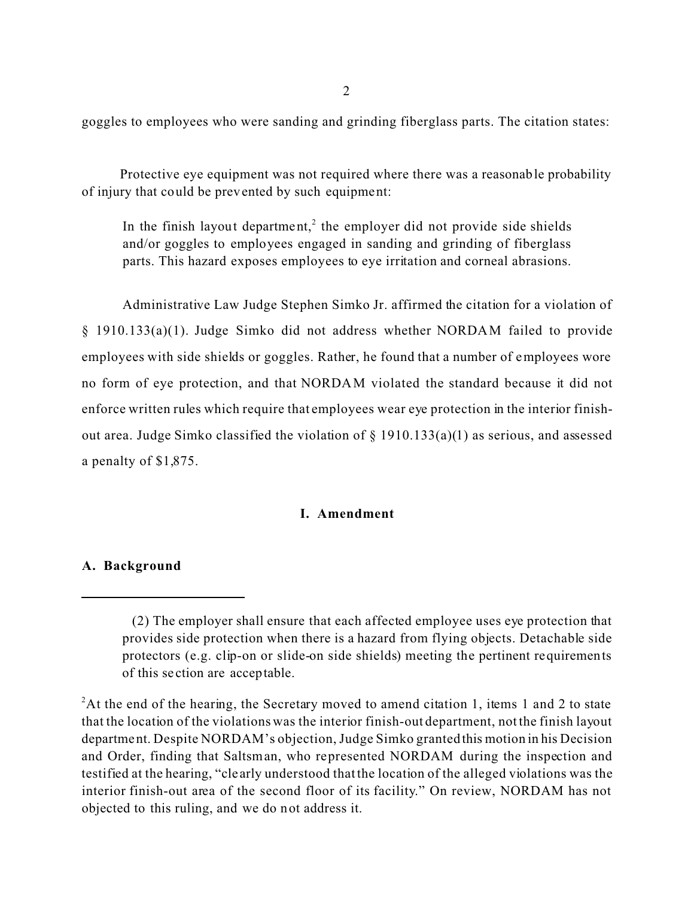goggles to employees who were sanding and grinding fiberglass parts. The citation states:

Protective eye equipment was not required where there was a reasonable probability of injury that could be prevented by such equipment:

> In the finish layout department,[2] the employer did not provide side shields and/or goggles to employees engaged in sanding and grinding of fiberglass parts. This hazard exposes employees to eye irritation and corneal abrasions.

Administrative Law Judge Stephen Simko Jr. affirmed the citation for a violation of § 1910.133(a)(1). Judge Simko did not address whether NORDAM failed to provide employees with side shields or goggles. Rather, he found that a number of employees wore no form of eye protection, and that NORDAM violated the standard because it did not enforce written rules which require that employees wear eye protection in the interior finish-out area. Judge Simko classified the violation of § 1910.133(a)(1) as serious, and assessed a penalty of $1,875.

## I. Amendment

### A. Background

---

> (2) The employer shall ensure that each affected employee uses eye protection that provides side protection when there is a hazard from flying objects. Detachable side protectors (e.g. clip-on or slide-on side shields) meeting the pertinent requirements of this section are acceptable.

[2] At the end of the hearing, the Secretary moved to amend citation 1, items 1 and 2 to state that the location of the violations was the interior finish-out department, not the finish layout department. Despite NORDAM's objection, Judge Simko granted this motion in his Decision and Order, finding that Saltsman, who represented NORDAM during the inspection and testified at the hearing, "clearly understood that the location of the alleged violations was the interior finish-out area of the second floor of its facility." On review, NORDAM has not objected to this ruling, and we do not address it.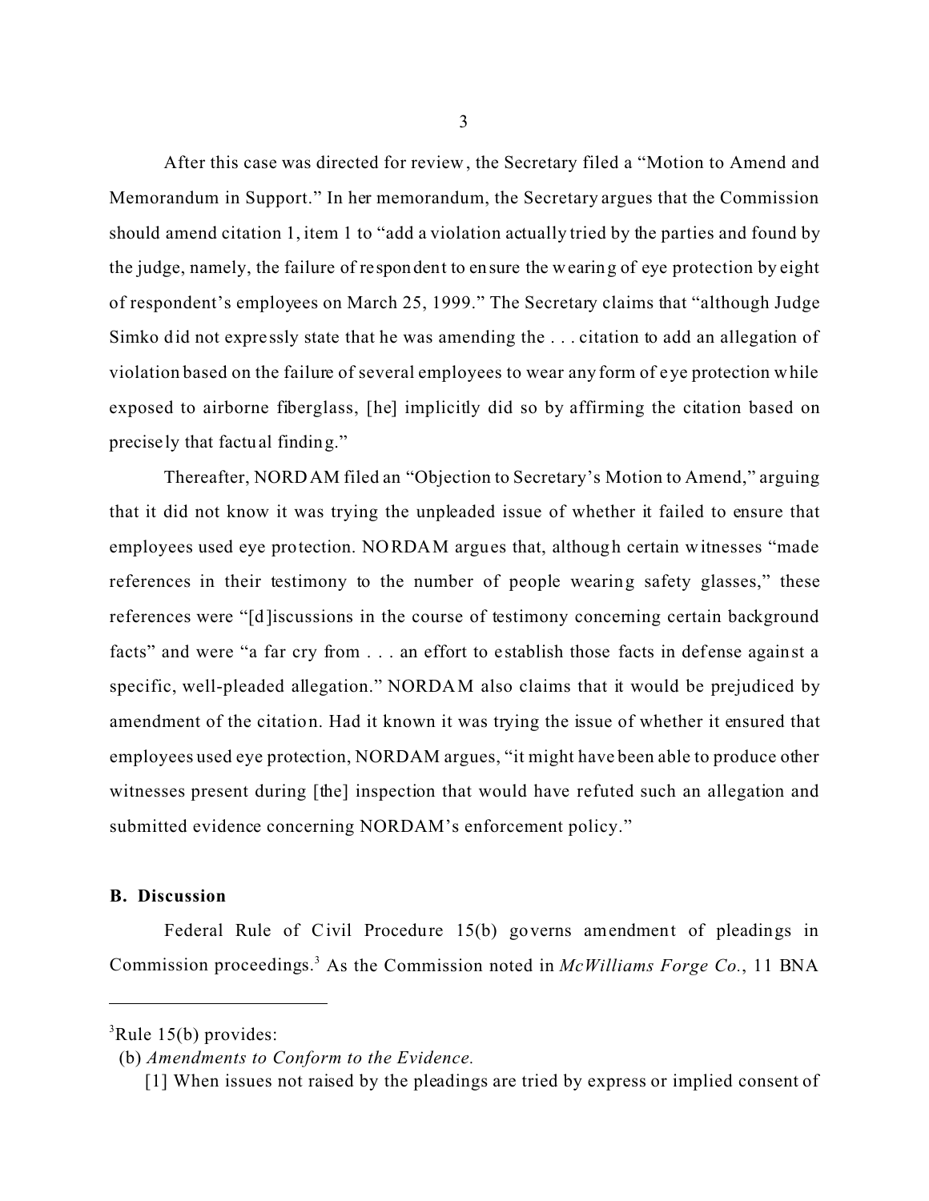After this case was directed for review, the Secretary filed a "Motion to Amend and Memorandum in Support." In her memorandum, the Secretary argues that the Commission should amend citation 1, item 1 to "add a violation actually tried by the parties and found by the judge, namely, the failure of respondent to ensure the wearing of eye protection by eight of respondent's employees on March 25, 1999." The Secretary claims that "although Judge Simko did not expressly state that he was amending the . . . citation to add an allegation of violation based on the failure of several employees to wear any form of eye protection while exposed to airborne fiberglass, [he] implicitly did so by affirming the citation based on precisely that factual finding."

Thereafter, NORDAM filed an "Objection to Secretary's Motion to Amend," arguing that it did not know it was trying the unpleaded issue of whether it failed to ensure that employees used eye protection. NORDAM argues that, although certain witnesses "made references in their testimony to the number of people wearing safety glasses," these references were "[d]iscussions in the course of testimony concerning certain background facts" and were "a far cry from . . . an effort to establish those facts in defense against a specific, well-pleaded allegation." NORDAM also claims that it would be prejudiced by amendment of the citation. Had it known it was trying the issue of whether it ensured that employees used eye protection, NORDAM argues, "it might have been able to produce other witnesses present during [the] inspection that would have refuted such an allegation and submitted evidence concerning NORDAM's enforcement policy."

**B. Discussion**

Federal Rule of Civil Procedure 15(b) governs amendment of pleadings in Commission proceedings.[3] As the Commission noted in *McWilliams Forge Co.*, 11 BNA

---

[3]Rule 15(b) provides:

(b) *Amendments to Conform to the Evidence.*

[1] When issues not raised by the pleadings are tried by express or implied consent of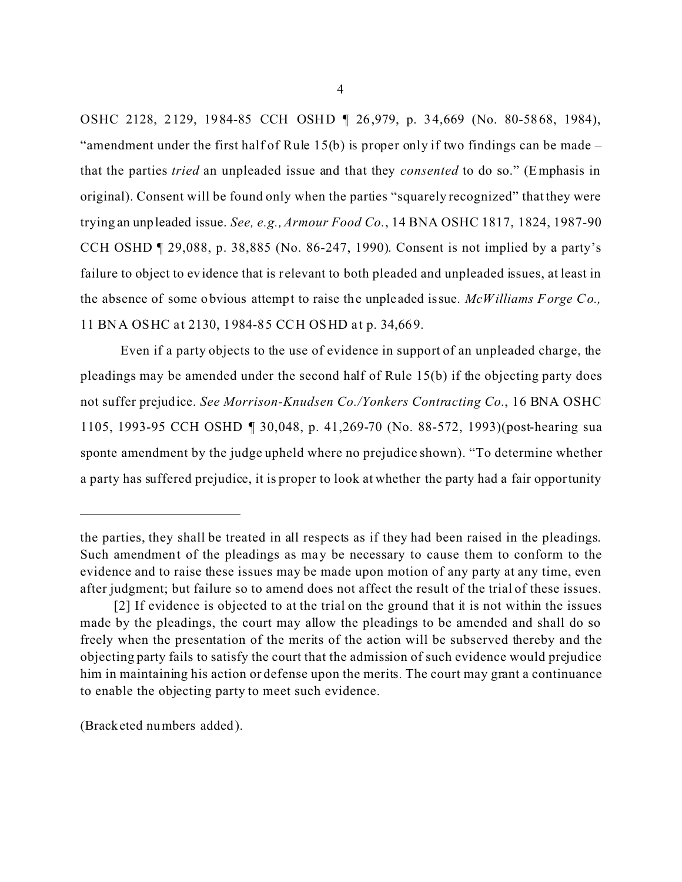OSHC 2128, 2129, 1984-85 CCH OSHD ¶ 26,979, p. 34,669 (No. 80-5868, 1984), "amendment under the first half of Rule 15(b) is proper only if two findings can be made – that the parties *tried* an unpleaded issue and that they *consented* to do so." (Emphasis in original). Consent will be found only when the parties "squarely recognized" that they were trying an unpleaded issue. *See, e.g., Armour Food Co.*, 14 BNA OSHC 1817, 1824, 1987-90 CCH OSHD ¶ 29,088, p. 38,885 (No. 86-247, 1990). Consent is not implied by a party's failure to object to evidence that is relevant to both pleaded and unpleaded issues, at least in the absence of some obvious attempt to raise the unpleaded issue. *McWilliams Forge Co.,* 11 BNA OSHC at 2130, 1984-85 CCH OSHD at p. 34,669.

Even if a party objects to the use of evidence in support of an unpleaded charge, the pleadings may be amended under the second half of Rule 15(b) if the objecting party does not suffer prejudice. *See Morrison-Knudsen Co./Yonkers Contracting Co.*, 16 BNA OSHC 1105, 1993-95 CCH OSHD ¶ 30,048, p. 41,269-70 (No. 88-572, 1993)(post-hearing sua sponte amendment by the judge upheld where no prejudice shown). "To determine whether a party has suffered prejudice, it is proper to look at whether the party had a fair opportunity

---

the parties, they shall be treated in all respects as if they had been raised in the pleadings. Such amendment of the pleadings as may be necessary to cause them to conform to the evidence and to raise these issues may be made upon motion of any party at any time, even after judgment; but failure so to amend does not affect the result of the trial of these issues.

[2] If evidence is objected to at the trial on the ground that it is not within the issues made by the pleadings, the court may allow the pleadings to be amended and shall do so freely when the presentation of the merits of the action will be subserved thereby and the objecting party fails to satisfy the court that the admission of such evidence would prejudice him in maintaining his action or defense upon the merits. The court may grant a continuance to enable the objecting party to meet such evidence.

(Bracketed numbers added).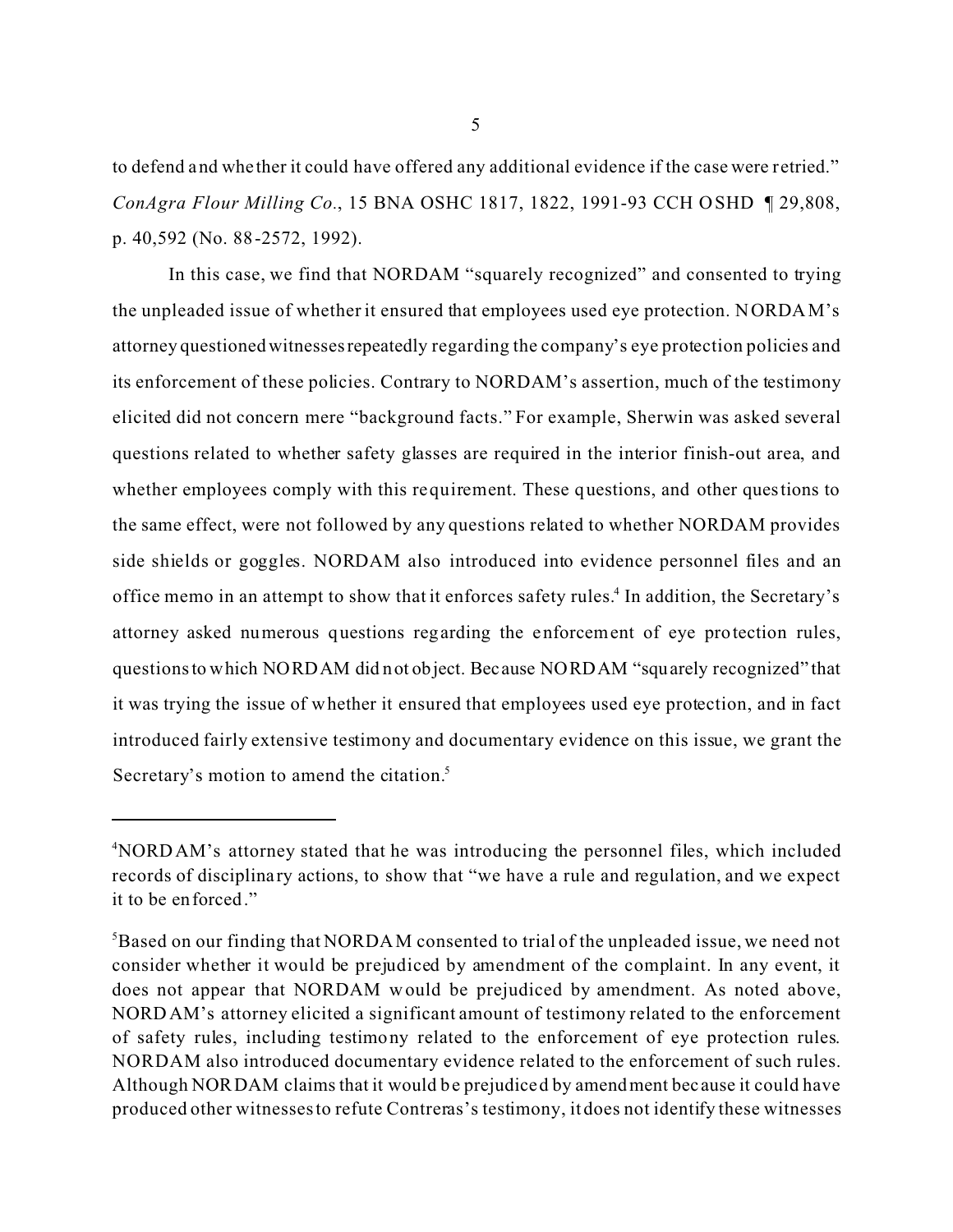to defend and whether it could have offered any additional evidence if the case were retried." *ConAgra Flour Milling Co.*, 15 BNA OSHC 1817, 1822, 1991-93 CCH OSHD ¶ 29,808, p. 40,592 (No. 88-2572, 1992).

In this case, we find that NORDAM "squarely recognized" and consented to trying the unpleaded issue of whether it ensured that employees used eye protection. NORDAM's attorney questioned witnesses repeatedly regarding the company's eye protection policies and its enforcement of these policies. Contrary to NORDAM's assertion, much of the testimony elicited did not concern mere "background facts." For example, Sherwin was asked several questions related to whether safety glasses are required in the interior finish-out area, and whether employees comply with this requirement. These questions, and other questions to the same effect, were not followed by any questions related to whether NORDAM provides side shields or goggles. NORDAM also introduced into evidence personnel files and an office memo in an attempt to show that it enforces safety rules.[4] In addition, the Secretary's attorney asked numerous questions regarding the enforcement of eye protection rules, questions to which NORDAM did not object. Because NORDAM "squarely recognized" that it was trying the issue of whether it ensured that employees used eye protection, and in fact introduced fairly extensive testimony and documentary evidence on this issue, we grant the Secretary's motion to amend the citation.[5]

---

[4]NORDAM's attorney stated that he was introducing the personnel files, which included records of disciplinary actions, to show that "we have a rule and regulation, and we expect it to be enforced."

[5]Based on our finding that NORDAM consented to trial of the unpleaded issue, we need not consider whether it would be prejudiced by amendment of the complaint. In any event, it does not appear that NORDAM would be prejudiced by amendment. As noted above, NORDAM's attorney elicited a significant amount of testimony related to the enforcement of safety rules, including testimony related to the enforcement of eye protection rules. NORDAM also introduced documentary evidence related to the enforcement of such rules. Although NORDAM claims that it would be prejudiced by amendment because it could have produced other witnesses to refute Contreras's testimony, it does not identify these witnesses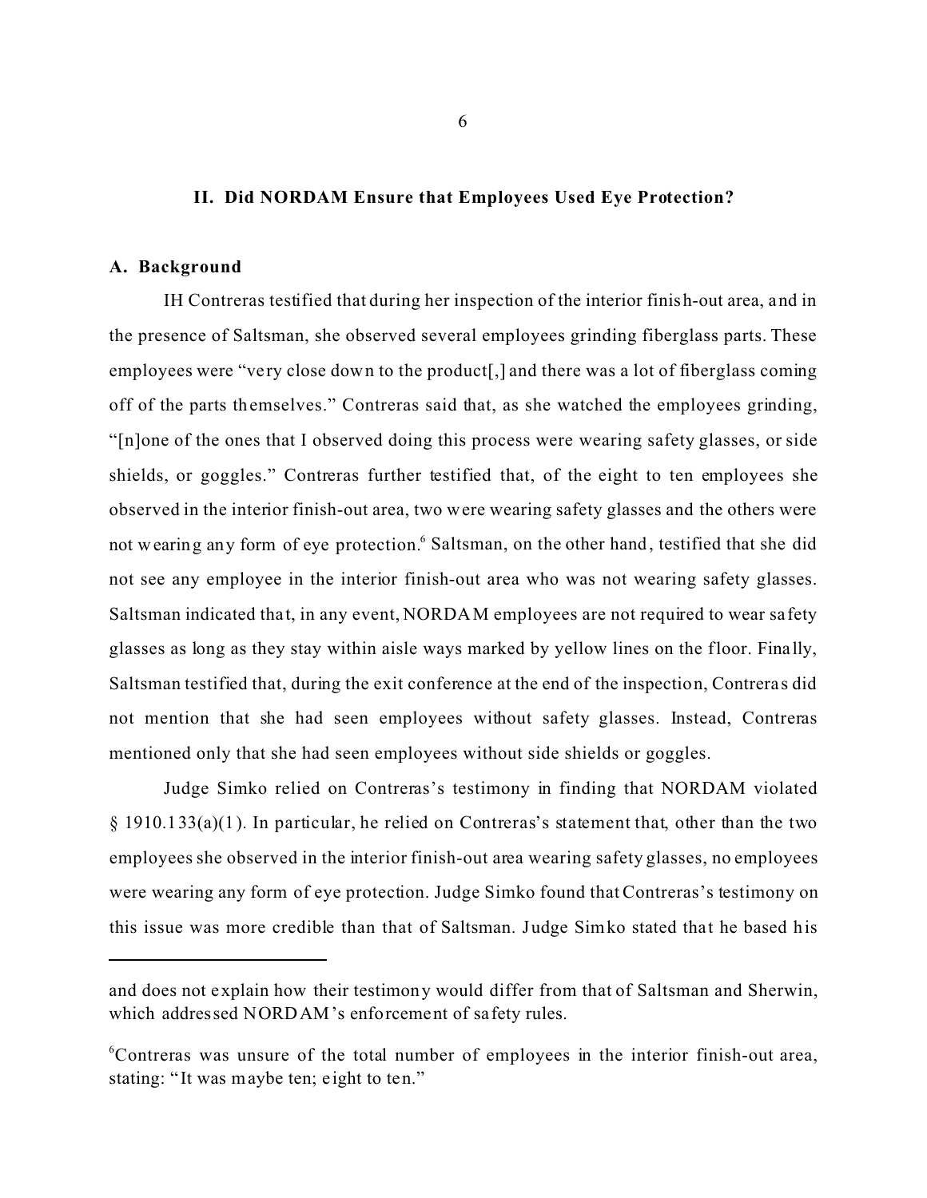## II. Did NORDAM Ensure that Employees Used Eye Protection?

### A. Background

IH Contreras testified that during her inspection of the interior finish-out area, and in the presence of Saltsman, she observed several employees grinding fiberglass parts. These employees were "very close down to the product[,] and there was a lot of fiberglass coming off of the parts themselves." Contreras said that, as she watched the employees grinding, "[n]one of the ones that I observed doing this process were wearing safety glasses, or side shields, or goggles." Contreras further testified that, of the eight to ten employees she observed in the interior finish-out area, two were wearing safety glasses and the others were not wearing any form of eye protection.[6] Saltsman, on the other hand, testified that she did not see any employee in the interior finish-out area who was not wearing safety glasses. Saltsman indicated that, in any event, NORDAM employees are not required to wear safety glasses as long as they stay within aisle ways marked by yellow lines on the floor. Finally, Saltsman testified that, during the exit conference at the end of the inspection, Contreras did not mention that she had seen employees without safety glasses. Instead, Contreras mentioned only that she had seen employees without side shields or goggles.

Judge Simko relied on Contreras's testimony in finding that NORDAM violated § 1910.133(a)(1). In particular, he relied on Contreras's statement that, other than the two employees she observed in the interior finish-out area wearing safety glasses, no employees were wearing any form of eye protection. Judge Simko found that Contreras's testimony on this issue was more credible than that of Saltsman. Judge Simko stated that he based his

---

and does not explain how their testimony would differ from that of Saltsman and Sherwin, which addressed NORDAM's enforcement of safety rules.

[6] Contreras was unsure of the total number of employees in the interior finish-out area, stating: "It was maybe ten; eight to ten."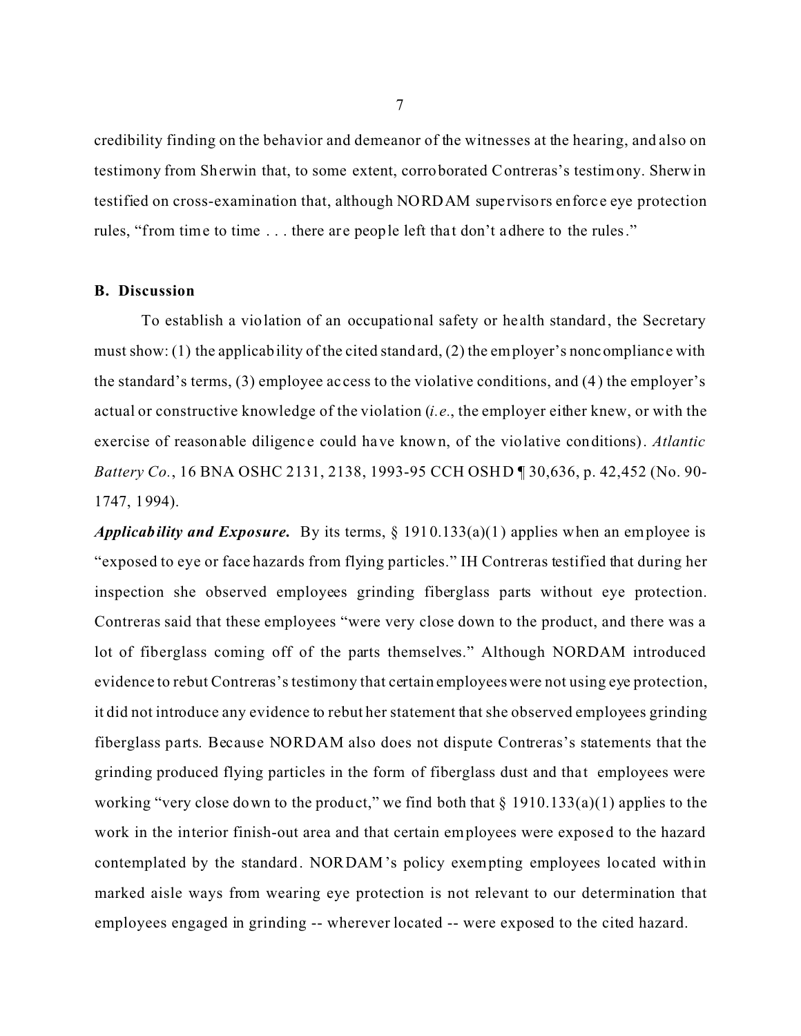credibility finding on the behavior and demeanor of the witnesses at the hearing, and also on testimony from Sherwin that, to some extent, corroborated Contreras's testimony. Sherwin testified on cross-examination that, although NORDAM supervisors enforce eye protection rules, "from time to time . . . there are people left that don't adhere to the rules."

### B. Discussion

To establish a violation of an occupational safety or health standard, the Secretary must show: (1) the applicability of the cited standard, (2) the employer's noncompliance with the standard's terms, (3) employee access to the violative conditions, and (4) the employer's actual or constructive knowledge of the violation (*i.e.*, the employer either knew, or with the exercise of reasonable diligence could have known, of the violative conditions). *Atlantic Battery Co.*, 16 BNA OSHC 2131, 2138, 1993-95 CCH OSHD ¶ 30,636, p. 42,452 (No. 90-1747, 1994).

***Applicability and Exposure.*** By its terms, § 1910.133(a)(1) applies when an employee is "exposed to eye or face hazards from flying particles." IH Contreras testified that during her inspection she observed employees grinding fiberglass parts without eye protection. Contreras said that these employees "were very close down to the product, and there was a lot of fiberglass coming off of the parts themselves." Although NORDAM introduced evidence to rebut Contreras's testimony that certain employees were not using eye protection, it did not introduce any evidence to rebut her statement that she observed employees grinding fiberglass parts. Because NORDAM also does not dispute Contreras's statements that the grinding produced flying particles in the form of fiberglass dust and that employees were working "very close down to the product," we find both that § 1910.133(a)(1) applies to the work in the interior finish-out area and that certain employees were exposed to the hazard contemplated by the standard. NORDAM's policy exempting employees located within marked aisle ways from wearing eye protection is not relevant to our determination that employees engaged in grinding -- wherever located -- were exposed to the cited hazard.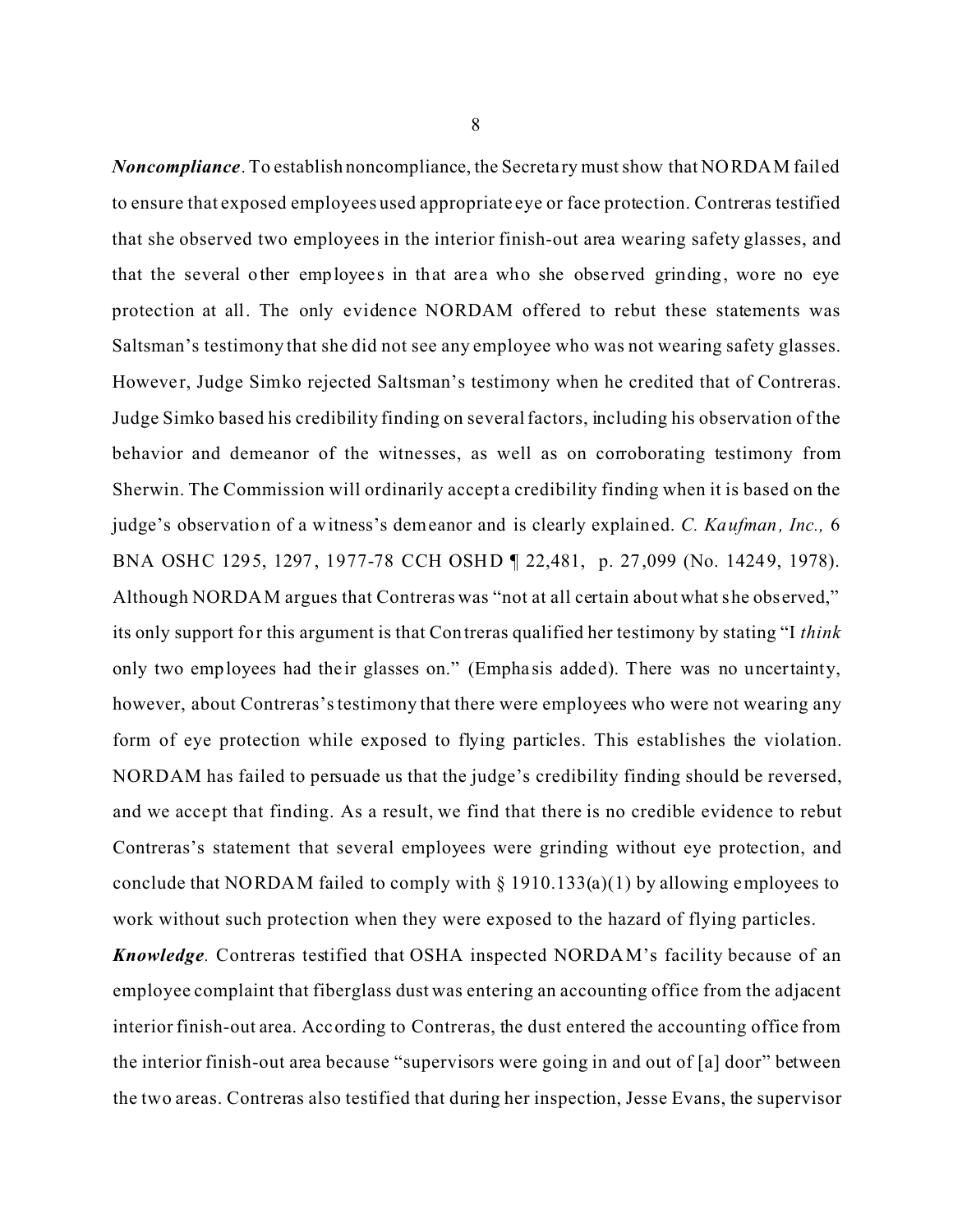***Noncompliance***. To establish noncompliance, the Secretary must show that NORDAM failed to ensure that exposed employees used appropriate eye or face protection. Contreras testified that she observed two employees in the interior finish-out area wearing safety glasses, and that the several other employees in that area who she observed grinding, wore no eye protection at all. The only evidence NORDAM offered to rebut these statements was Saltsman's testimony that she did not see any employee who was not wearing safety glasses. However, Judge Simko rejected Saltsman's testimony when he credited that of Contreras. Judge Simko based his credibility finding on several factors, including his observation of the behavior and demeanor of the witnesses, as well as on corroborating testimony from Sherwin. The Commission will ordinarily accept a credibility finding when it is based on the judge's observation of a witness's demeanor and is clearly explained. *C. Kaufman, Inc.,* 6 BNA OSHC 1295, 1297, 1977-78 CCH OSHD ¶ 22,481, p. 27,099 (No. 14249, 1978). Although NORDAM argues that Contreras was "not at all certain about what she observed," its only support for this argument is that Contreras qualified her testimony by stating "I *think* only two employees had their glasses on." (Emphasis added). There was no uncertainty, however, about Contreras's testimony that there were employees who were not wearing any form of eye protection while exposed to flying particles. This establishes the violation. NORDAM has failed to persuade us that the judge's credibility finding should be reversed, and we accept that finding. As a result, we find that there is no credible evidence to rebut Contreras's statement that several employees were grinding without eye protection, and conclude that NORDAM failed to comply with § 1910.133(a)(1) by allowing employees to work without such protection when they were exposed to the hazard of flying particles.

***Knowledge***. Contreras testified that OSHA inspected NORDAM's facility because of an employee complaint that fiberglass dust was entering an accounting office from the adjacent interior finish-out area. According to Contreras, the dust entered the accounting office from the interior finish-out area because "supervisors were going in and out of [a] door" between the two areas. Contreras also testified that during her inspection, Jesse Evans, the supervisor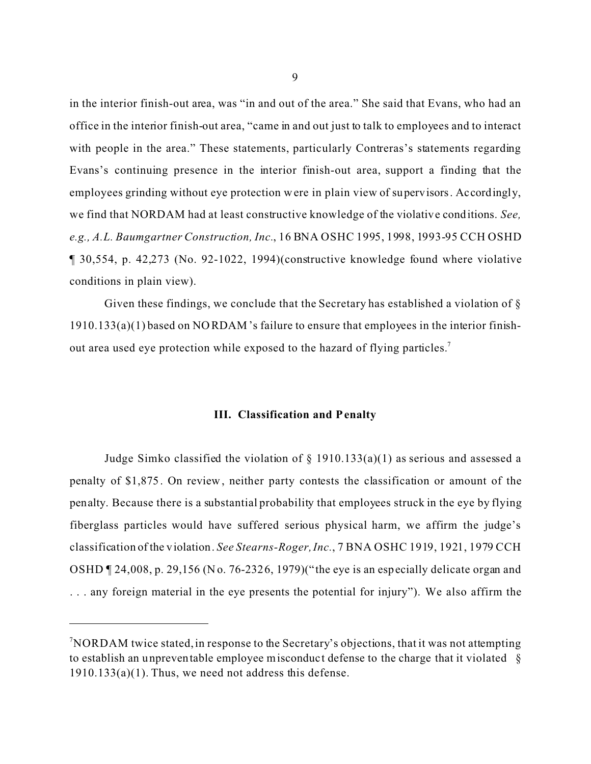in the interior finish-out area, was "in and out of the area." She said that Evans, who had an office in the interior finish-out area, "came in and out just to talk to employees and to interact with people in the area." These statements, particularly Contreras's statements regarding Evans's continuing presence in the interior finish-out area, support a finding that the employees grinding without eye protection were in plain view of supervisors. Accordingly, we find that NORDAM had at least constructive knowledge of the violative conditions. *See, e.g., A.L. Baumgartner Construction, Inc.*, 16 BNA OSHC 1995, 1998, 1993-95 CCH OSHD ¶ 30,554, p. 42,273 (No. 92-1022, 1994)(constructive knowledge found where violative conditions in plain view).

Given these findings, we conclude that the Secretary has established a violation of § 1910.133(a)(1) based on NORDAM's failure to ensure that employees in the interior finish-out area used eye protection while exposed to the hazard of flying particles.[7]

### III. Classification and Penalty

Judge Simko classified the violation of § 1910.133(a)(1) as serious and assessed a penalty of $1,875. On review, neither party contests the classification or amount of the penalty. Because there is a substantial probability that employees struck in the eye by flying fiberglass particles would have suffered serious physical harm, we affirm the judge's classification of the violation. *See Stearns-Roger, Inc.*, 7 BNA OSHC 1919, 1921, 1979 CCH OSHD ¶ 24,008, p. 29,156 (No. 76-2326, 1979)("the eye is an especially delicate organ and . . . any foreign material in the eye presents the potential for injury"). We also affirm the

---

[7] NORDAM twice stated, in response to the Secretary's objections, that it was not attempting to establish an unpreventable employee misconduct defense to the charge that it violated § 1910.133(a)(1). Thus, we need not address this defense.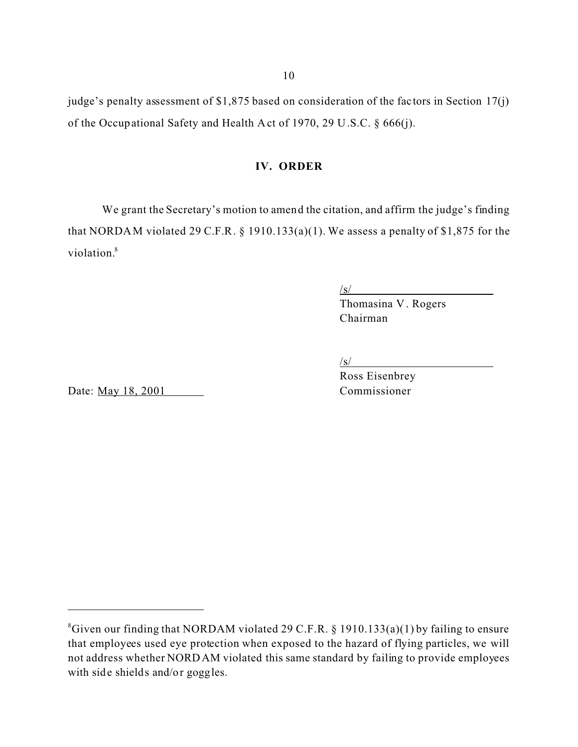judge's penalty assessment of $1,875 based on consideration of the factors in Section 17(j) of the Occupational Safety and Health Act of 1970, 29 U.S.C. § 666(j).

## IV. ORDER

We grant the Secretary's motion to amend the citation, and affirm the judge's finding that NORDAM violated 29 C.F.R. § 1910.133(a)(1). We assess a penalty of $1,875 for the violation.[8]

/s/
Thomasina V. Rogers
Chairman

/s/
Ross Eisenbrey
Commissioner

Date: May 18, 2001

---

[8]Given our finding that NORDAM violated 29 C.F.R. § 1910.133(a)(1) by failing to ensure that employees used eye protection when exposed to the hazard of flying particles, we will not address whether NORDAM violated this same standard by failing to provide employees with side shields and/or goggles.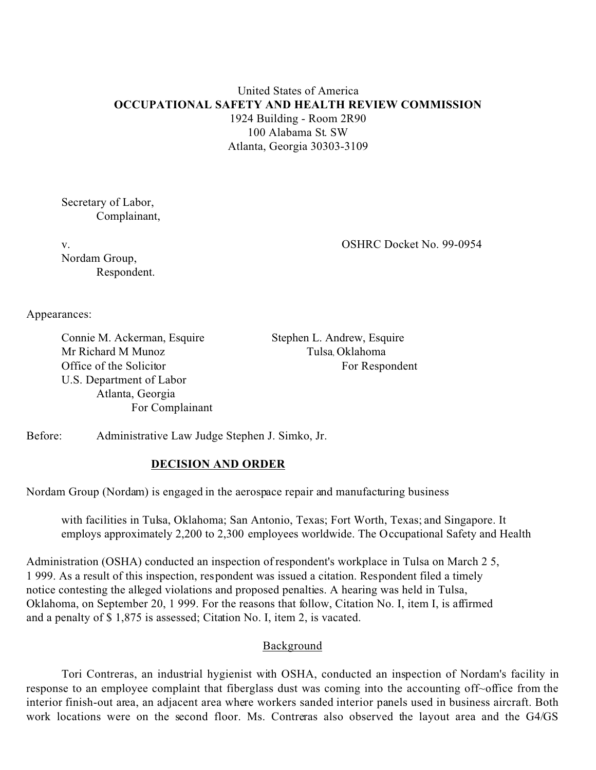United States of America
**OCCUPATIONAL SAFETY AND HEALTH REVIEW COMMISSION**
1924 Building - Room 2R90
100 Alabama St. SW
Atlanta, Georgia 30303-3109

Secretary of Labor,
Complainant,

v.

OSHRC Docket No. 99-0954

Nordam Group,
Respondent.

Appearances:

Connie M. Ackerman, Esquire
Mr Richard M Munoz
Office of the Solicitor
U.S. Department of Labor
Atlanta, Georgia
For Complainant

Stephen L. Andrew, Esquire
Tulsa, Oklahoma
For Respondent

Before: Administrative Law Judge Stephen J. Simko, Jr.

**DECISION AND ORDER**

Nordam Group (Nordam) is engaged in the aerospace repair and manufacturing business with facilities in Tulsa, Oklahoma; San Antonio, Texas; Fort Worth, Texas; and Singapore. It employs approximately 2,200 to 2,300 employees worldwide. The Occupational Safety and Health Administration (OSHA) conducted an inspection of respondent's workplace in Tulsa on March 2 5, 1 999. As a result of this inspection, respondent was issued a citation. Respondent filed a timely notice contesting the alleged violations and proposed penalties. A hearing was held in Tulsa, Oklahoma, on September 20, 1 999. For the reasons that follow, Citation No. I, item I, is affirmed and a penalty of $ 1,875 is assessed; Citation No. I, item 2, is vacated.

## Background

Tori Contreras, an industrial hygienist with OSHA, conducted an inspection of Nordam's facility in response to an employee complaint that fiberglass dust was coming into the accounting off~office from the interior finish-out area, an adjacent area where workers sanded interior panels used in business aircraft. Both work locations were on the second floor. Ms. Contreras also observed the layout area and the G4/GS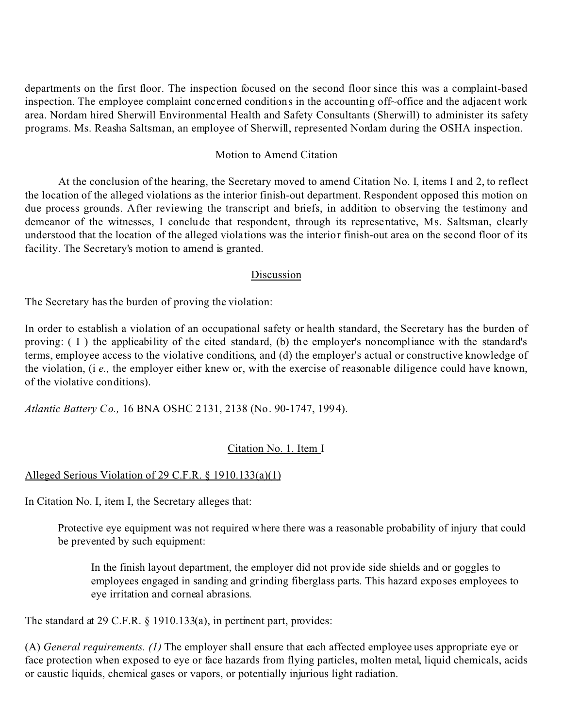departments on the first floor. The inspection focused on the second floor since this was a complaint-based inspection. The employee complaint concerned conditions in the accounting off~office and the adjacent work area. Nordam hired Sherwill Environmental Health and Safety Consultants (Sherwill) to administer its safety programs. Ms. Reasha Saltsman, an employee of Sherwill, represented Nordam during the OSHA inspection.

## Motion to Amend Citation

At the conclusion of the hearing, the Secretary moved to amend Citation No. I, items I and 2, to reflect the location of the alleged violations as the interior finish-out department. Respondent opposed this motion on due process grounds. After reviewing the transcript and briefs, in addition to observing the testimony and demeanor of the witnesses, I conclude that respondent, through its representative, Ms. Saltsman, clearly understood that the location of the alleged violations was the interior finish-out area on the second floor of its facility. The Secretary's motion to amend is granted.

## Discussion

The Secretary has the burden of proving the violation:

In order to establish a violation of an occupational safety or health standard, the Secretary has the burden of proving: ( I ) the applicability of the cited standard, (b) the employer's noncompliance with the standard's terms, employee access to the violative conditions, and (d) the employer's actual or constructive knowledge of the violation, (i *e.,* the employer either knew or, with the exercise of reasonable diligence could have known, of the violative conditions).

*Atlantic Battery Co.,* 16 BNA OSHC 2131, 2138 (No. 90-1747, 1994).

### Citation No. 1. Item I

#### Alleged Serious Violation of 29 C.F.R. § 1910.133(a)(1)

In Citation No. I, item I, the Secretary alleges that:

> Protective eye equipment was not required where there was a reasonable probability of injury that could be prevented by such equipment:
>
> > In the finish layout department, the employer did not provide side shields and or goggles to employees engaged in sanding and grinding fiberglass parts. This hazard exposes employees to eye irritation and corneal abrasions.

The standard at 29 C.F.R. § 1910.133(a), in pertinent part, provides:

(A) *General requirements. (1)* The employer shall ensure that each affected employee uses appropriate eye or face protection when exposed to eye or face hazards from flying particles, molten metal, liquid chemicals, acids or caustic liquids, chemical gases or vapors, or potentially injurious light radiation.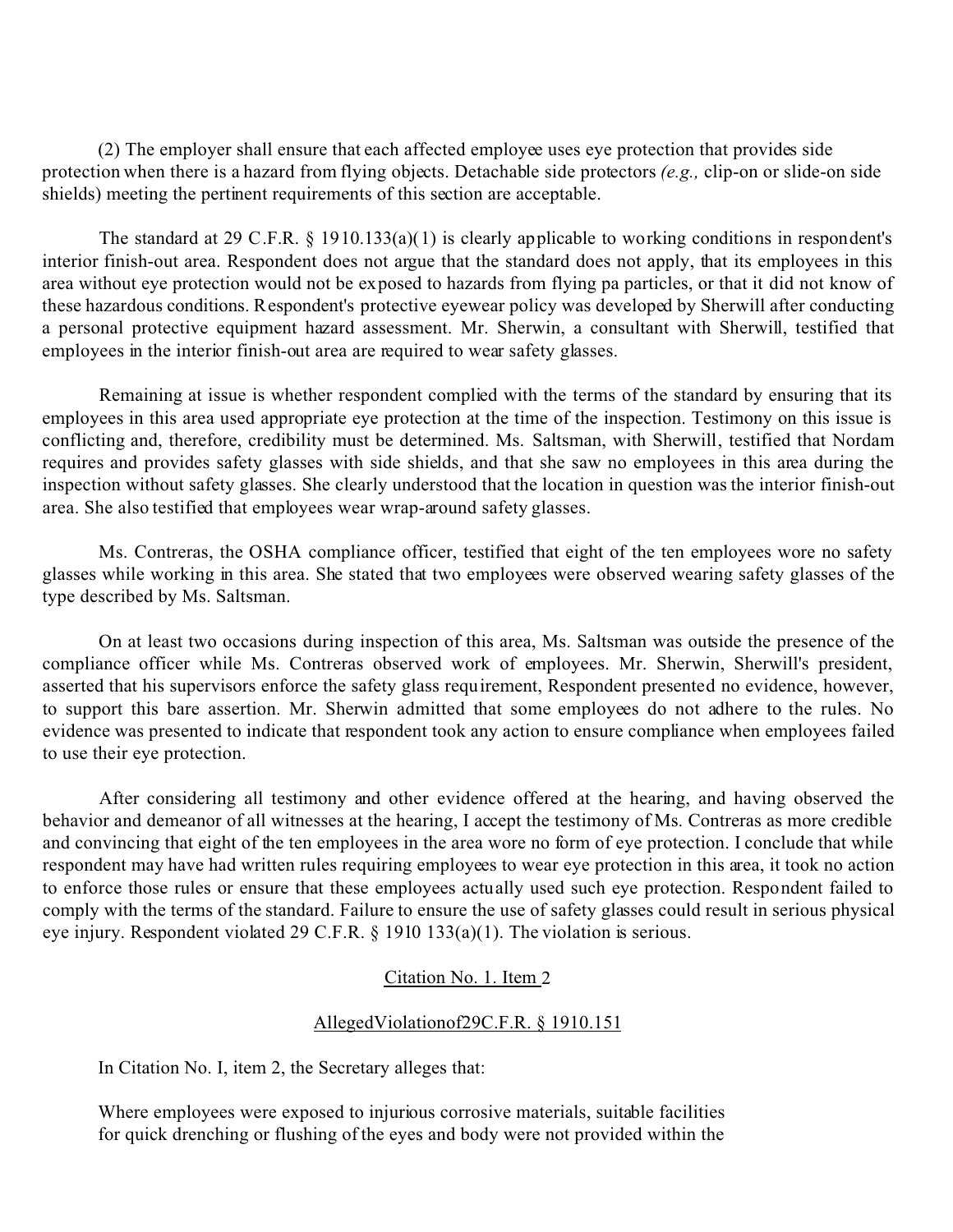(2) The employer shall ensure that each affected employee uses eye protection that provides side protection when there is a hazard from flying objects. Detachable side protectors *(e.g.,* clip-on or slide-on side shields) meeting the pertinent requirements of this section are acceptable.

The standard at 29 C.F.R. § 1910.133(a)(1) is clearly applicable to working conditions in respondent's interior finish-out area. Respondent does not argue that the standard does not apply, that its employees in this area without eye protection would not be exposed to hazards from flying pa particles, or that it did not know of these hazardous conditions. Respondent's protective eyewear policy was developed by Sherwill after conducting a personal protective equipment hazard assessment. Mr. Sherwin, a consultant with Sherwill, testified that employees in the interior finish-out area are required to wear safety glasses.

Remaining at issue is whether respondent complied with the terms of the standard by ensuring that its employees in this area used appropriate eye protection at the time of the inspection. Testimony on this issue is conflicting and, therefore, credibility must be determined. Ms. Saltsman, with Sherwill, testified that Nordam requires and provides safety glasses with side shields, and that she saw no employees in this area during the inspection without safety glasses. She clearly understood that the location in question was the interior finish-out area. She also testified that employees wear wrap-around safety glasses.

Ms. Contreras, the OSHA compliance officer, testified that eight of the ten employees wore no safety glasses while working in this area. She stated that two employees were observed wearing safety glasses of the type described by Ms. Saltsman.

On at least two occasions during inspection of this area, Ms. Saltsman was outside the presence of the compliance officer while Ms. Contreras observed work of employees. Mr. Sherwin, Sherwill's president, asserted that his supervisors enforce the safety glass requirement, Respondent presented no evidence, however, to support this bare assertion. Mr. Sherwin admitted that some employees do not adhere to the rules. No evidence was presented to indicate that respondent took any action to ensure compliance when employees failed to use their eye protection.

After considering all testimony and other evidence offered at the hearing, and having observed the behavior and demeanor of all witnesses at the hearing, I accept the testimony of Ms. Contreras as more credible and convincing that eight of the ten employees in the area wore no form of eye protection. I conclude that while respondent may have had written rules requiring employees to wear eye protection in this area, it took no action to enforce those rules or ensure that these employees actually used such eye protection. Respondent failed to comply with the terms of the standard. Failure to ensure the use of safety glasses could result in serious physical eye injury. Respondent violated 29 C.F.R. § 1910 133(a)(1). The violation is serious.

<u>Citation No. 1. Item 2</u>

<u>AllegedViolationof29C.F.R. § 1910.151</u>

In Citation No. I, item 2, the Secretary alleges that:

Where employees were exposed to injurious corrosive materials, suitable facilities for quick drenching or flushing of the eyes and body were not provided within the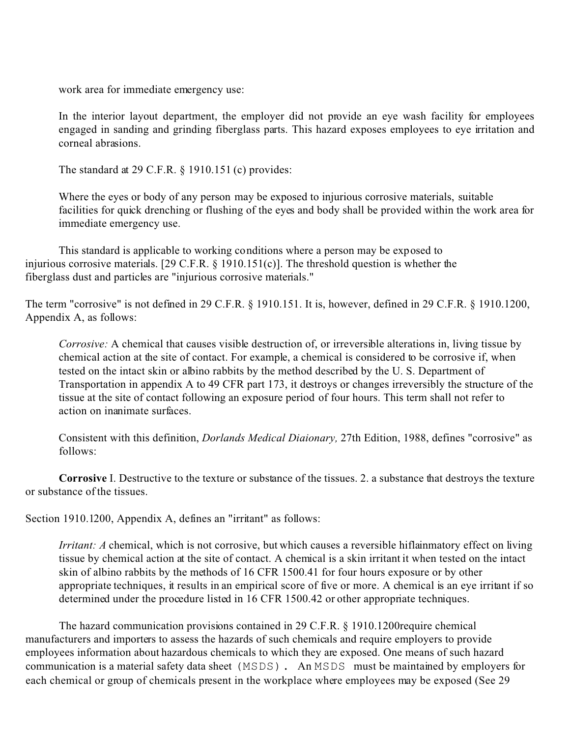work area for immediate emergency use:

> In the interior layout department, the employer did not provide an eye wash facility for employees engaged in sanding and grinding fiberglass parts. This hazard exposes employees to eye irritation and corneal abrasions.

The standard at 29 C.F.R. § 1910.151 (c) provides:

> Where the eyes or body of any person may be exposed to injurious corrosive materials, suitable facilities for quick drenching or flushing of the eyes and body shall be provided within the work area for immediate emergency use.

This standard is applicable to working conditions where a person may be exposed to injurious corrosive materials. [29 C.F.R. § 1910.151(c)]. The threshold question is whether the fiberglass dust and particles are "injurious corrosive materials."

The term "corrosive" is not defined in 29 C.F.R. § 1910.151. It is, however, defined in 29 C.F.R. § 1910.1200, Appendix A, as follows:

> *Corrosive:* A chemical that causes visible destruction of, or irreversible alterations in, living tissue by chemical action at the site of contact. For example, a chemical is considered to be corrosive if, when tested on the intact skin or albino rabbits by the method described by the U. S. Department of Transportation in appendix A to 49 CFR part 173, it destroys or changes irreversibly the structure of the tissue at the site of contact following an exposure period of four hours. This term shall not refer to action on inanimate surfaces.

> Consistent with this definition, *Dorlands Medical Diaionary,* 27th Edition, 1988, defines "corrosive" as follows:

**Corrosive** I. Destructive to the texture or substance of the tissues. 2. a substance that destroys the texture or substance of the tissues.

Section 1910.1200, Appendix A, defines an "irritant" as follows:

> *Irritant: A* chemical, which is not corrosive, but which causes a reversible hiflainmatory effect on living tissue by chemical action at the site of contact. A chemical is a skin irritant it when tested on the intact skin of albino rabbits by the methods of 16 CFR 1500.41 for four hours exposure or by other appropriate techniques, it results in an empirical score of five or more. A chemical is an eye irritant if so determined under the procedure listed in 16 CFR 1500.42 or other appropriate techniques.

The hazard communication provisions contained in 29 C.F.R. § 1910.1200require chemical manufacturers and importers to assess the hazards of such chemicals and require employers to provide employees information about hazardous chemicals to which they are exposed. One means of such hazard communication is a material safety data sheet (MSDS). An MSDS must be maintained by employers for each chemical or group of chemicals present in the workplace where employees may be exposed (See 29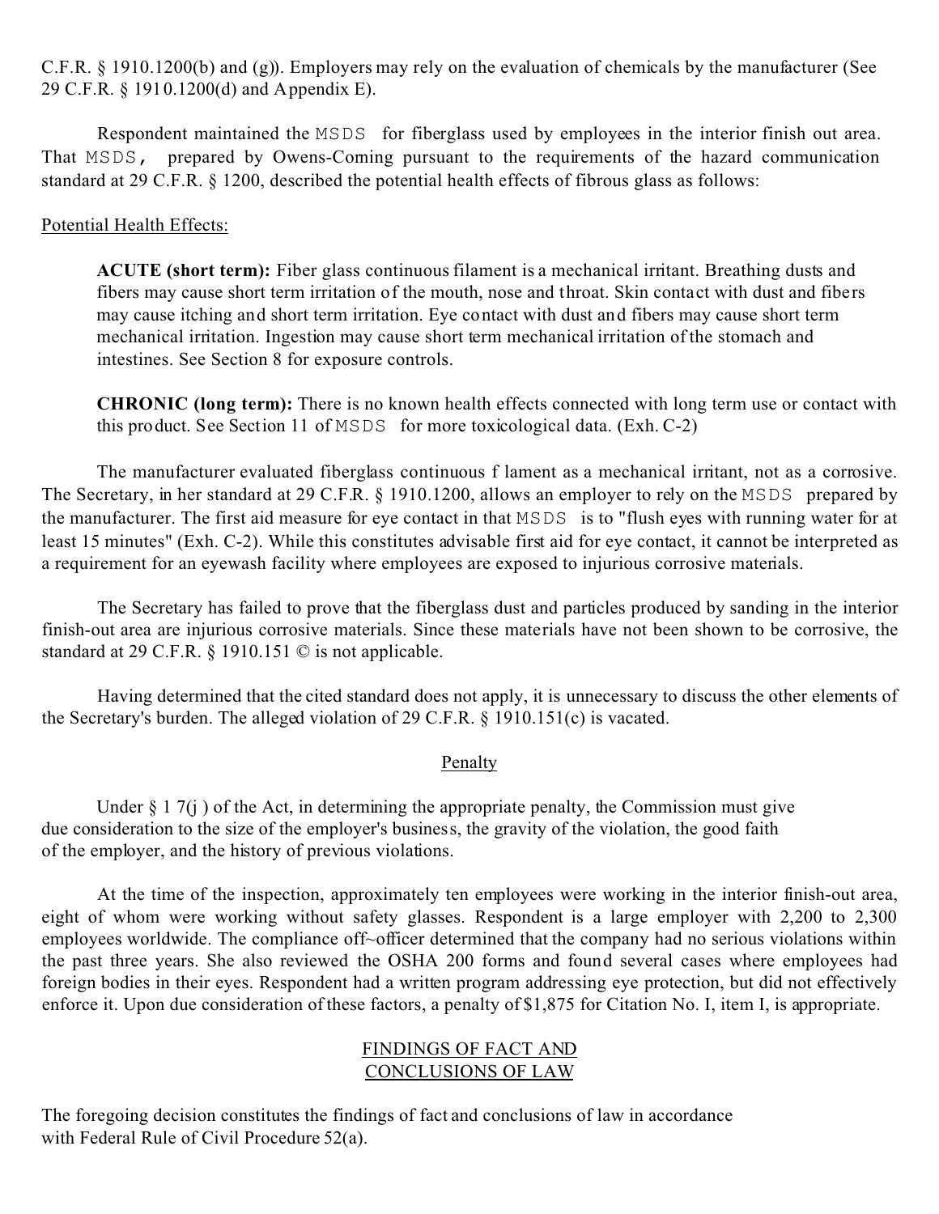C.F.R. § 1910.1200(b) and (g)). Employers may rely on the evaluation of chemicals by the manufacturer (See 29 C.F.R. § 1910.1200(d) and Appendix E).

Respondent maintained the MSDS for fiberglass used by employees in the interior finish out area. That MSDS, prepared by Owens-Corning pursuant to the requirements of the hazard communication standard at 29 C.F.R. § 1200, described the potential health effects of fibrous glass as follows:

Potential Health Effects:

> **ACUTE (short term):** Fiber glass continuous filament is a mechanical irritant. Breathing dusts and fibers may cause short term irritation of the mouth, nose and throat. Skin contact with dust and fibers may cause itching and short term irritation. Eye contact with dust and fibers may cause short term mechanical irritation. Ingestion may cause short term mechanical irritation of the stomach and intestines. See Section 8 for exposure controls.
>
> **CHRONIC (long term):** There is no known health effects connected with long term use or contact with this product. See Section 11 of MSDS for more toxicological data. (Exh. C-2)

The manufacturer evaluated fiberglass continuous f lament as a mechanical irritant, not as a corrosive. The Secretary, in her standard at 29 C.F.R. § 1910.1200, allows an employer to rely on the MSDS prepared by the manufacturer. The first aid measure for eye contact in that MSDS is to "flush eyes with running water for at least 15 minutes" (Exh. C-2). While this constitutes advisable first aid for eye contact, it cannot be interpreted as a requirement for an eyewash facility where employees are exposed to injurious corrosive materials.

The Secretary has failed to prove that the fiberglass dust and particles produced by sanding in the interior finish-out area are injurious corrosive materials. Since these materials have not been shown to be corrosive, the standard at 29 C.F.R. § 1910.151 © is not applicable.

Having determined that the cited standard does not apply, it is unnecessary to discuss the other elements of the Secretary's burden. The alleged violation of 29 C.F.R. § 1910.151(c) is vacated.

## Penalty

Under § 1 7(j ) of the Act, in determining the appropriate penalty, the Commission must give due consideration to the size of the employer's business, the gravity of the violation, the good faith of the employer, and the history of previous violations.

At the time of the inspection, approximately ten employees were working in the interior finish-out area, eight of whom were working without safety glasses. Respondent is a large employer with 2,200 to 2,300 employees worldwide. The compliance off~officer determined that the company had no serious violations within the past three years. She also reviewed the OSHA 200 forms and found several cases where employees had foreign bodies in their eyes. Respondent had a written program addressing eye protection, but did not effectively enforce it. Upon due consideration of these factors, a penalty of $1,875 for Citation No. I, item I, is appropriate.

## FINDINGS OF FACT AND CONCLUSIONS OF LAW

The foregoing decision constitutes the findings of fact and conclusions of law in accordance with Federal Rule of Civil Procedure 52(a).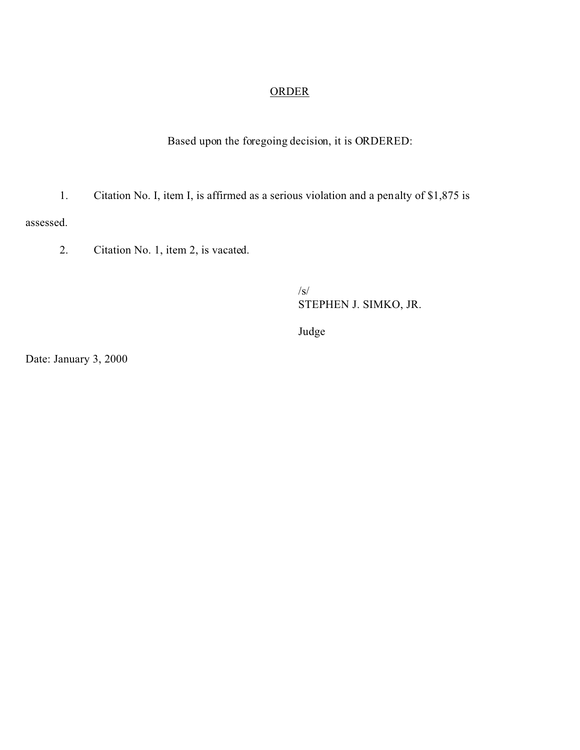## ORDER

Based upon the foregoing decision, it is ORDERED:

1. Citation No. I, item I, is affirmed as a serious violation and a penalty of $1,875 is assessed.

2. Citation No. 1, item 2, is vacated.

/s/
STEPHEN J. SIMKO, JR.

Judge

Date: January 3, 2000